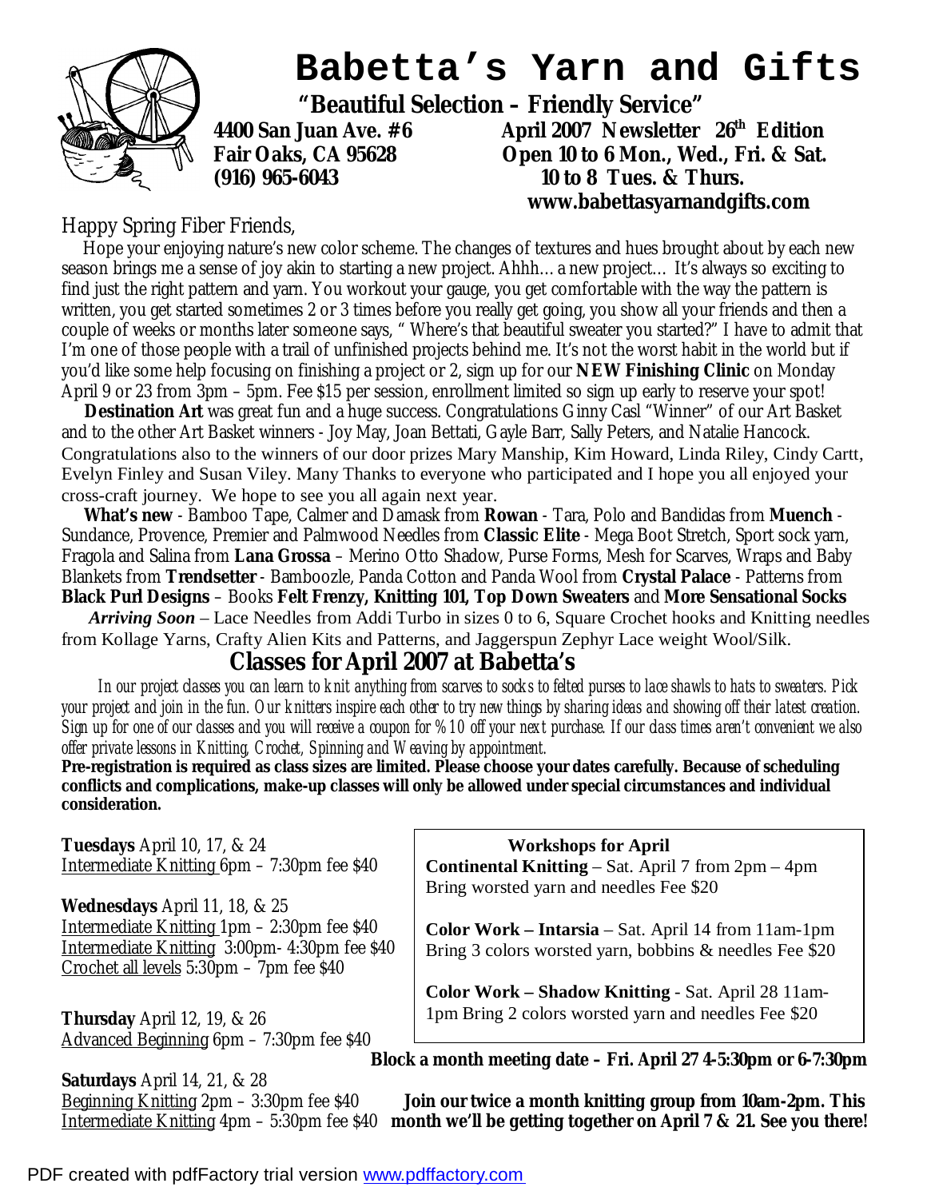# Babetta's Yarn and Gifts

**"Beautiful Selection – Friendly Service"**

**4400 San Juan Ave. #6**
**Fair Oaks, CA 95628**
**(916) 965-6043**

**April 2007 Newsletter 26th Edition**
**Open 10 to 6 Mon., Wed., Fri. & Sat.**
**10 to 8 Tues. & Thurs.**
**www.babettasyarnandgifts.com**

Happy Spring Fiber Friends,

Hope your enjoying nature's new color scheme. The changes of textures and hues brought about by each new season brings me a sense of joy akin to starting a new project. Ahhh… a new project… It's always so exciting to find just the right pattern and yarn. You workout your gauge, you get comfortable with the way the pattern is written, you get started sometimes 2 or 3 times before you really get going, you show all your friends and then a couple of weeks or months later someone says, " Where's that beautiful sweater you started?" I have to admit that I'm one of those people with a trail of unfinished projects behind me. It's not the worst habit in the world but if you'd like some help focusing on finishing a project or 2, sign up for our **NEW Finishing Clinic** on Monday April 9 or 23 from 3pm – 5pm. Fee $15 per session, enrollment limited so sign up early to reserve your spot!

**Destination Art** was great fun and a huge success. Congratulations Ginny Casl "Winner" of our Art Basket and to the other Art Basket winners - Joy May, Joan Bettati, Gayle Barr, Sally Peters, and Natalie Hancock. Congratulations also to the winners of our door prizes Mary Manship, Kim Howard, Linda Riley, Cindy Cartt, Evelyn Finley and Susan Viley. Many Thanks to everyone who participated and I hope you all enjoyed your cross-craft journey. We hope to see you all again next year.

**What's new** - Bamboo Tape, Calmer and Damask from **Rowan** - Tara, Polo and Bandidas from **Muench** - Sundance, Provence, Premier and Palmwood Needles from **Classic Elite** - Mega Boot Stretch, Sport sock yarn, Fragola and Salina from **Lana Grossa** – Merino Otto Shadow, Purse Forms, Mesh for Scarves, Wraps and Baby Blankets from **Trendsetter** - Bamboozle, Panda Cotton and Panda Wool from **Crystal Palace** - Patterns from **Black Purl Designs** – Books **Felt Frenzy, Knitting 101, Top Down Sweaters** and **More Sensational Socks**

***Arriving Soon*** – Lace Needles from Addi Turbo in sizes 0 to 6, Square Crochet hooks and Knitting needles from Kollage Yarns, Crafty Alien Kits and Patterns, and Jaggerspun Zephyr Lace weight Wool/Silk.

## Classes for April 2007 at Babetta's

*In our project classes you can learn to knit anything from scarves to socks to felted purses to lace shawls to hats to sweaters. Pick your project and join in the fun. Our knitters inspire each other to try new things by sharing ideas and showing off their latest creation. Sign up for one of our classes and you will receive a coupon for %10 off your next purchase. If our class times aren't convenient we also offer private lessons in Knitting, Crochet, Spinning and Weaving by appointment.*

**Pre-registration is required as class sizes are limited. Please choose your dates carefully. Because of scheduling conflicts and complications, make-up classes will only be allowed under special circumstances and individual consideration.**

**Tuesdays** April 10, 17, & 24
Intermediate Knitting 6pm – 7:30pm fee $40

**Wednesdays** April 11, 18, & 25
Intermediate Knitting 1pm – 2:30pm fee $40
Intermediate Knitting 3:00pm- 4:30pm fee $40
Crochet all levels 5:30pm – 7pm fee $40

**Thursday** April 12, 19, & 26
Advanced Beginning 6pm – 7:30pm fee $40

**Saturdays** April 14, 21, & 28
Beginning Knitting 2pm – 3:30pm fee $40
Intermediate Knitting 4pm – 5:30pm fee $40

**Workshops for April**

**Continental Knitting** – Sat. April 7 from 2pm – 4pm Bring worsted yarn and needles Fee $20

**Color Work – Intarsia** – Sat. April 14 from 11am-1pm Bring 3 colors worsted yarn, bobbins & needles Fee $20

**Color Work – Shadow Knitting** - Sat. April 28 11am-1pm Bring 2 colors worsted yarn and needles Fee $20

**Block a month meeting date – Fri. April 27 4-5:30pm or 6-7:30pm**

**Join our twice a month knitting group from 10am-2pm. This month we'll be getting together on April 7 & 21. See you there!**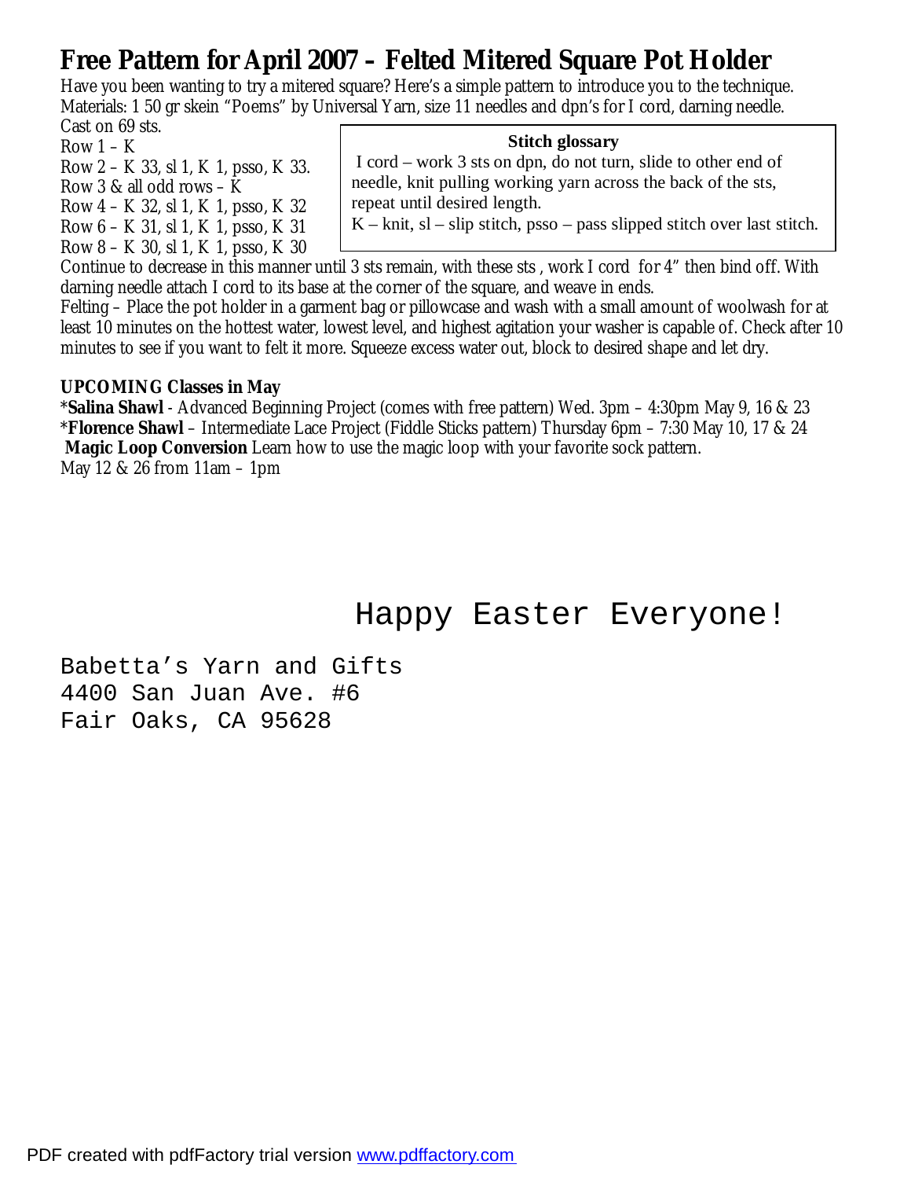# Free Pattern for April 2007 – Felted Mitered Square Pot Holder

Have you been wanting to try a mitered square? Here's a simple pattern to introduce you to the technique.
Materials: 1 50 gr skein "Poems" by Universal Yarn, size 11 needles and dpn's for I cord, darning needle.

Cast on 69 sts.
Row 1 – K
Row 2 – K 33, sl 1, K 1, psso, K 33.
Row 3 & all odd rows – K
Row 4 – K 32, sl 1, K 1, psso, K 32
Row 6 – K 31, sl 1, K 1, psso, K 31
Row 8 – K 30, sl 1, K 1, psso, K 30

**Stitch glossary**

I cord – work 3 sts on dpn, do not turn, slide to other end of needle, knit pulling working yarn across the back of the sts, repeat until desired length.
K – knit, sl – slip stitch, psso – pass slipped stitch over last stitch.

Continue to decrease in this manner until 3 sts remain, with these sts , work I cord for 4" then bind off. With darning needle attach I cord to its base at the corner of the square, and weave in ends.
Felting – Place the pot holder in a garment bag or pillowcase and wash with a small amount of woolwash for at least 10 minutes on the hottest water, lowest level, and highest agitation your washer is capable of. Check after 10 minutes to see if you want to felt it more. Squeeze excess water out, block to desired shape and let dry.

**UPCOMING Classes in May**

*Salina Shawl - Advanced Beginning Project (comes with free pattern) Wed. 3pm – 4:30pm May 9, 16 & 23
*Florence Shawl – Intermediate Lace Project (Fiddle Sticks pattern) Thursday 6pm – 7:30 May 10, 17 & 24
**Magic Loop Conversion** Learn how to use the magic loop with your favorite sock pattern.
May 12 & 26 from 11am – 1pm

Happy Easter Everyone!

Babetta's Yarn and Gifts
4400 San Juan Ave. #6
Fair Oaks, CA 95628

PDF created with pdfFactory trial version www.pdffactory.com